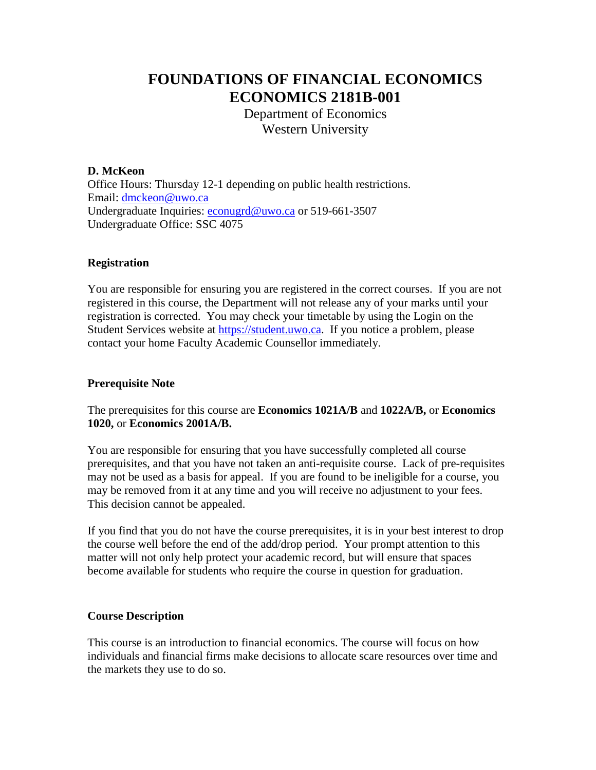# FOUNDATIONS OF FINANCIAL ECONOMICS
# ECONOMICS 2181B-001

Department of Economics
Western University

**D. McKeon**
Office Hours: Thursday 12-1 depending on public health restrictions.
Email: dmckeon@uwo.ca
Undergraduate Inquiries: econugrd@uwo.ca or 519-661-3507
Undergraduate Office: SSC 4075

### Registration

You are responsible for ensuring you are registered in the correct courses. If you are not registered in this course, the Department will not release any of your marks until your registration is corrected. You may check your timetable by using the Login on the Student Services website at https://student.uwo.ca. If you notice a problem, please contact your home Faculty Academic Counsellor immediately.

### Prerequisite Note

The prerequisites for this course are **Economics 1021A/B** and **1022A/B,** or **Economics 1020,** or **Economics 2001A/B.**

You are responsible for ensuring that you have successfully completed all course prerequisites, and that you have not taken an anti-requisite course. Lack of pre-requisites may not be used as a basis for appeal. If you are found to be ineligible for a course, you may be removed from it at any time and you will receive no adjustment to your fees. This decision cannot be appealed.

If you find that you do not have the course prerequisites, it is in your best interest to drop the course well before the end of the add/drop period. Your prompt attention to this matter will not only help protect your academic record, but will ensure that spaces become available for students who require the course in question for graduation.

### Course Description

This course is an introduction to financial economics. The course will focus on how individuals and financial firms make decisions to allocate scare resources over time and the markets they use to do so.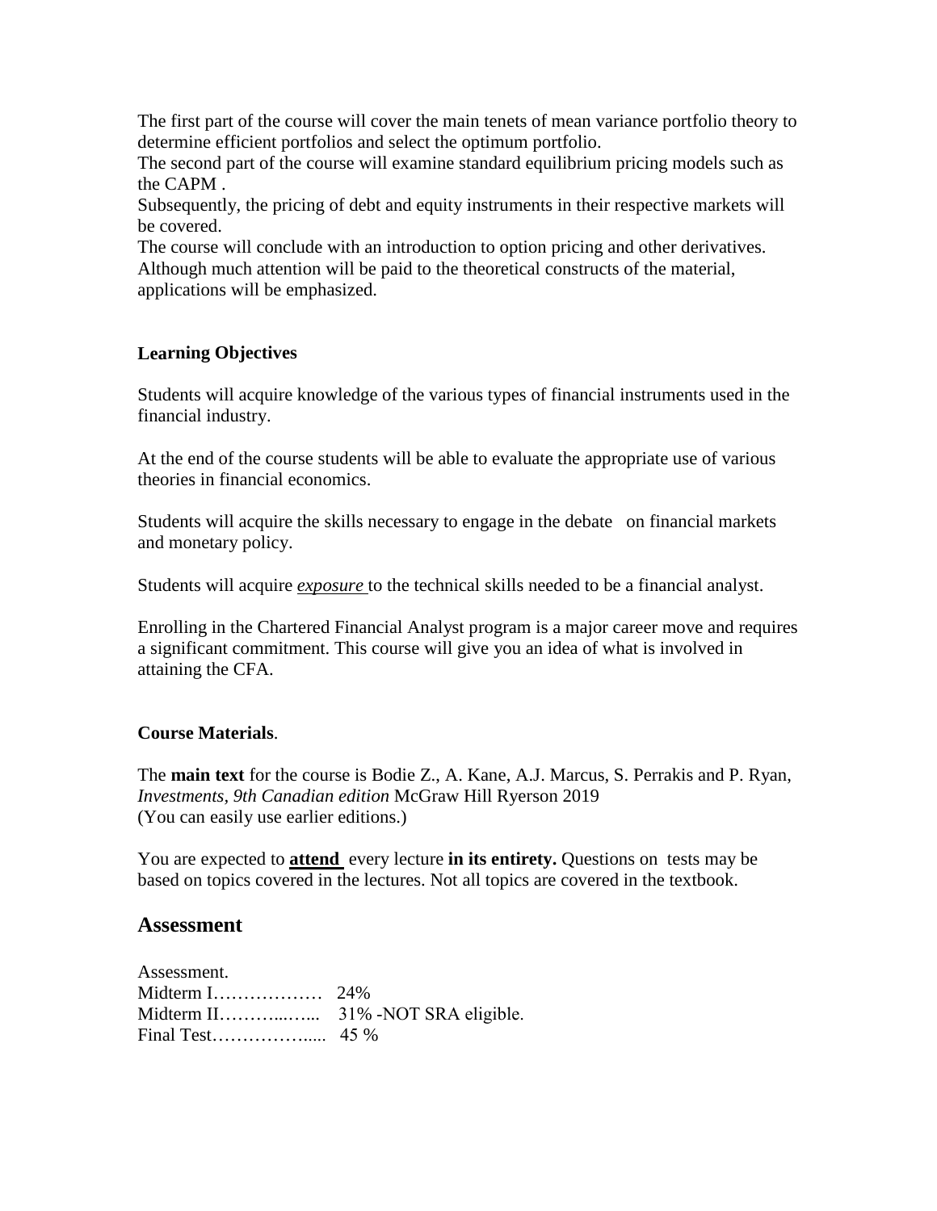The first part of the course will cover the main tenets of mean variance portfolio theory to determine efficient portfolios and select the optimum portfolio.
The second part of the course will examine standard equilibrium pricing models such as the CAPM .
Subsequently, the pricing of debt and equity instruments in their respective markets will be covered.
The course will conclude with an introduction to option pricing and other derivatives.
Although much attention will be paid to the theoretical constructs of the material, applications will be emphasized.

### Learning Objectives

Students will acquire knowledge of the various types of financial instruments used in the financial industry.

At the end of the course students will be able to evaluate the appropriate use of various theories in financial economics.

Students will acquire the skills necessary to engage in the debate on financial markets and monetary policy.

Students will acquire ***exposure*** to the technical skills needed to be a financial analyst.

Enrolling in the Chartered Financial Analyst program is a major career move and requires a significant commitment. This course will give you an idea of what is involved in attaining the CFA.

### Course Materials.

The **main text** for the course is Bodie Z., A. Kane, A.J. Marcus, S. Perrakis and P. Ryan, *Investments, 9th Canadian edition* McGraw Hill Ryerson 2019
(You can easily use earlier editions.)

You are expected to **attend** every lecture **in its entirety.** Questions on tests may be based on topics covered in the lectures. Not all topics are covered in the textbook.

## Assessment

Assessment.
Midterm I……………… 24%
Midterm II………..…... 31% -NOT SRA eligible.
Final Test……………..... 45 %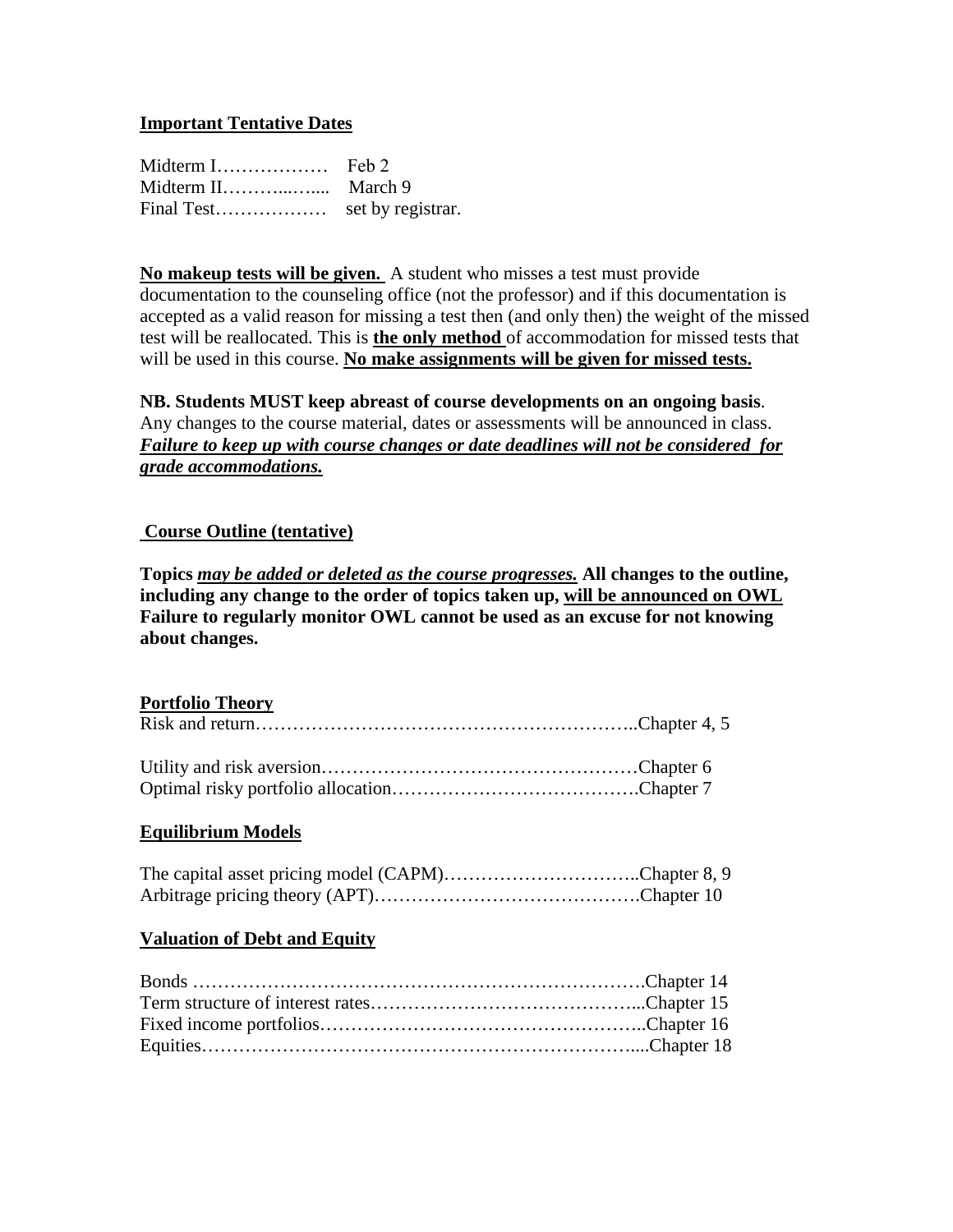**Important Tentative Dates**

Midterm I……………… Feb 2
Midterm II………..….... March 9
Final Test……………… set by registrar.

**No makeup tests will be given.** A student who misses a test must provide documentation to the counseling office (not the professor) and if this documentation is accepted as a valid reason for missing a test then (and only then) the weight of the missed test will be reallocated. This is **the only method** of accommodation for missed tests that will be used in this course. **No make assignments will be given for missed tests.**

**NB. Students MUST keep abreast of course developments on an ongoing basis**. Any changes to the course material, dates or assessments will be announced in class. ***Failure to keep up with course changes or date deadlines will not be considered for grade accommodations.***

**Course Outline (tentative)**

**Topics *may be added or deleted as the course progresses.* All changes to the outline, including any change to the order of topics taken up, will be announced on OWL Failure to regularly monitor OWL cannot be used as an excuse for not knowing about changes.**

**Portfolio Theory**

Risk and return……………………………………………………..Chapter 4, 5

Utility and risk aversion……………………………………………Chapter 6
Optimal risky portfolio allocation…………………………………Chapter 7

**Equilibrium Models**

The capital asset pricing model (CAPM)…………………………..Chapter 8, 9
Arbitrage pricing theory (APT)…………………………………….Chapter 10

**Valuation of Debt and Equity**

Bonds ……………………………………………………………….Chapter 14
Term structure of interest rates……………………………………...Chapter 15
Fixed income portfolios……………………………………………..Chapter 16
Equities…………………………………………………………….....Chapter 18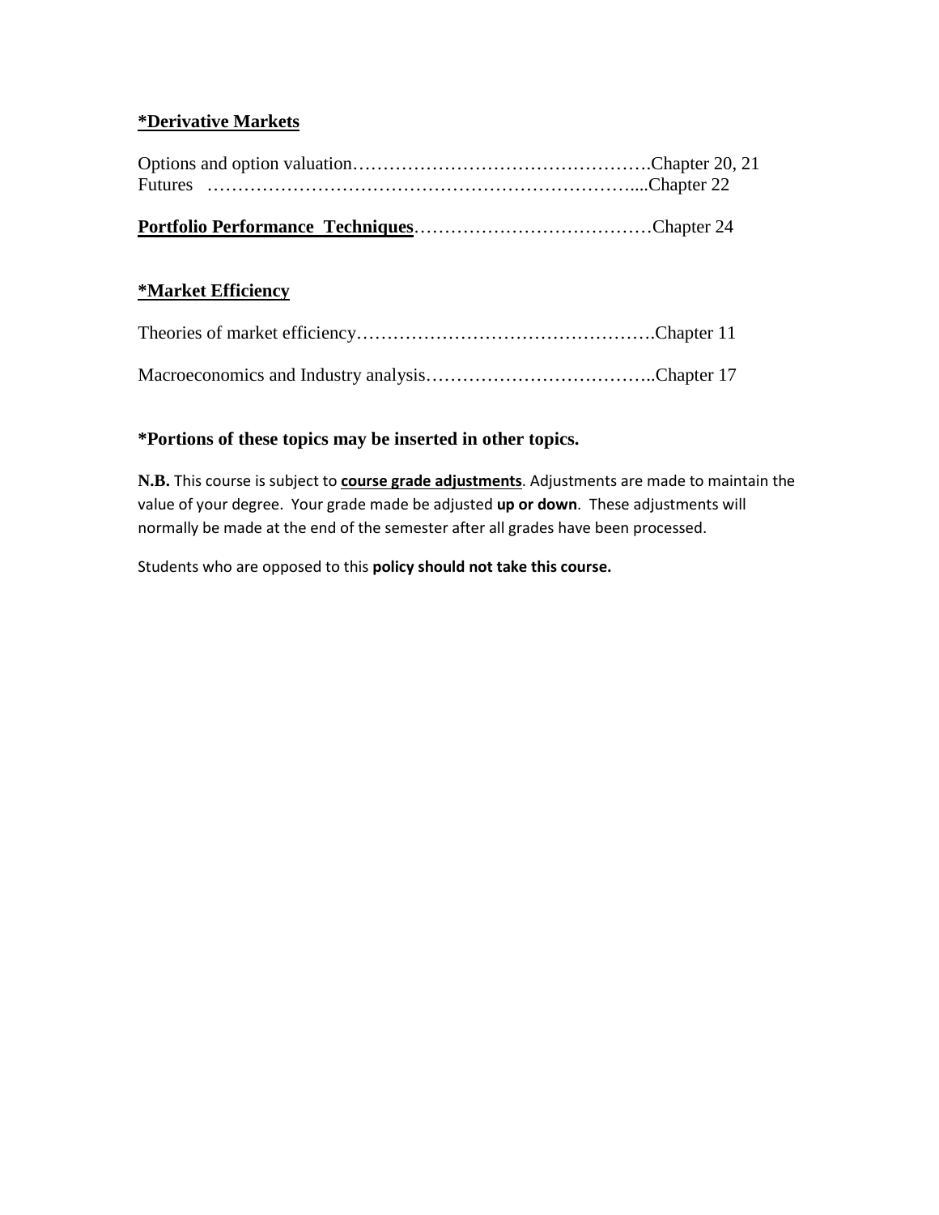**<u>*Derivative Markets</u>**

Options and option valuation………………………………………….Chapter 20, 21
Futures ……………………………………………………………....Chapter 22

**<u>Portfolio Performance Techniques</u>**…………………………………Chapter 24

**<u>*Market Efficiency</u>**

Theories of market efficiency………………………………………….Chapter 11

Macroeconomics and Industry analysis………………………………..Chapter 17

**\*Portions of these topics may be inserted in other topics.**

**N.B.** This course is subject to **<u>course grade adjustments</u>**. Adjustments are made to maintain the value of your degree. Your grade made be adjusted **up or down**. These adjustments will normally be made at the end of the semester after all grades have been processed.

Students who are opposed to this **policy should not take this course.**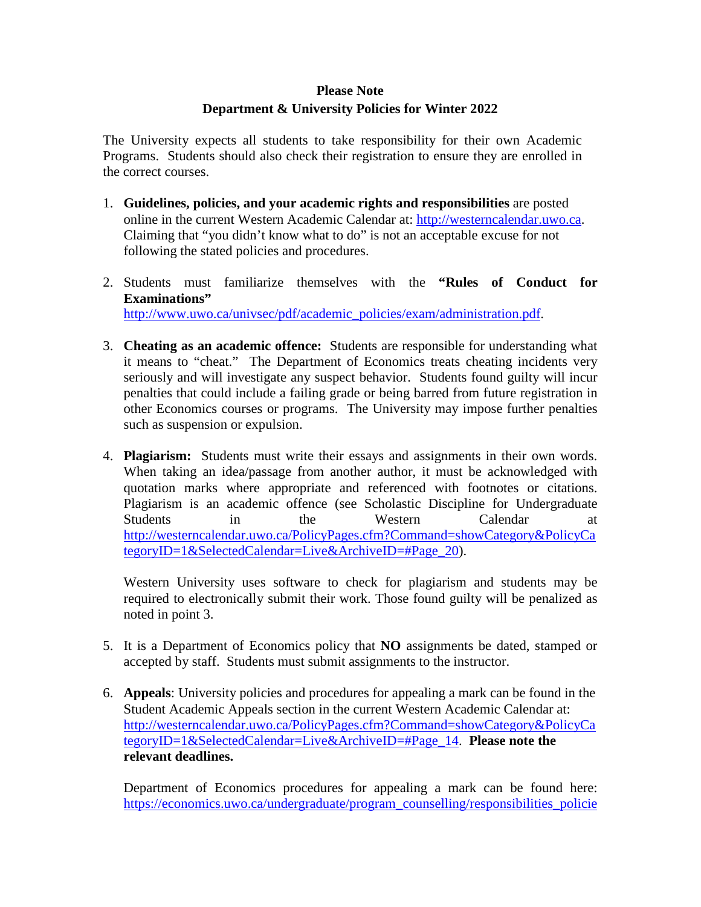**Please Note**
**Department & University Policies for Winter 2022**

The University expects all students to take responsibility for their own Academic Programs. Students should also check their registration to ensure they are enrolled in the correct courses.

1. **Guidelines, policies, and your academic rights and responsibilities** are posted online in the current Western Academic Calendar at: http://westerncalendar.uwo.ca. Claiming that "you didn't know what to do" is not an acceptable excuse for not following the stated policies and procedures.

2. Students must familiarize themselves with the **"Rules of Conduct for Examinations"** http://www.uwo.ca/univsec/pdf/academic_policies/exam/administration.pdf.

3. **Cheating as an academic offence:** Students are responsible for understanding what it means to "cheat." The Department of Economics treats cheating incidents very seriously and will investigate any suspect behavior. Students found guilty will incur penalties that could include a failing grade or being barred from future registration in other Economics courses or programs. The University may impose further penalties such as suspension or expulsion.

4. **Plagiarism:** Students must write their essays and assignments in their own words. When taking an idea/passage from another author, it must be acknowledged with quotation marks where appropriate and referenced with footnotes or citations. Plagiarism is an academic offence (see Scholastic Discipline for Undergraduate Students in the Western Calendar at http://westerncalendar.uwo.ca/PolicyPages.cfm?Command=showCategory&PolicyCategoryID=1&SelectedCalendar=Live&ArchiveID=#Page_20).

   Western University uses software to check for plagiarism and students may be required to electronically submit their work. Those found guilty will be penalized as noted in point 3.

5. It is a Department of Economics policy that **NO** assignments be dated, stamped or accepted by staff. Students must submit assignments to the instructor.

6. **Appeals**: University policies and procedures for appealing a mark can be found in the Student Academic Appeals section in the current Western Academic Calendar at: http://westerncalendar.uwo.ca/PolicyPages.cfm?Command=showCategory&PolicyCategoryID=1&SelectedCalendar=Live&ArchiveID=#Page_14. **Please note the relevant deadlines.**

   Department of Economics procedures for appealing a mark can be found here: https://economics.uwo.ca/undergraduate/program_counselling/responsibilities_policie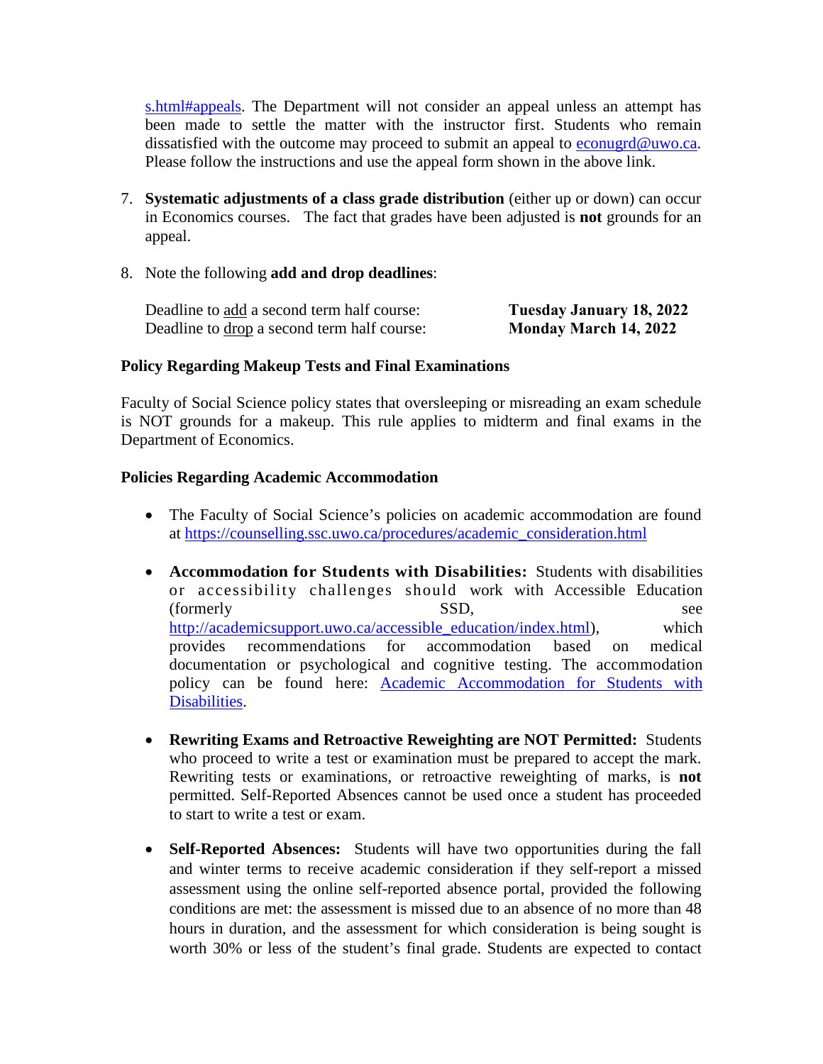s.html#appeals. The Department will not consider an appeal unless an attempt has been made to settle the matter with the instructor first. Students who remain dissatisfied with the outcome may proceed to submit an appeal to econugrd@uwo.ca. Please follow the instructions and use the appeal form shown in the above link.

7. **Systematic adjustments of a class grade distribution** (either up or down) can occur in Economics courses. The fact that grades have been adjusted is **not** grounds for an appeal.

8. Note the following **add and drop deadlines**:

   Deadline to add a second term half course: **Tuesday January 18, 2022**
   Deadline to drop a second term half course: **Monday March 14, 2022**

**Policy Regarding Makeup Tests and Final Examinations**

Faculty of Social Science policy states that oversleeping or misreading an exam schedule is NOT grounds for a makeup. This rule applies to midterm and final exams in the Department of Economics.

**Policies Regarding Academic Accommodation**

- The Faculty of Social Science's policies on academic accommodation are found at https://counselling.ssc.uwo.ca/procedures/academic_consideration.html

- **Accommodation for Students with Disabilities:** Students with disabilities or accessibility challenges should work with Accessible Education (formerly SSD, see http://academicsupport.uwo.ca/accessible_education/index.html), which provides recommendations for accommodation based on medical documentation or psychological and cognitive testing. The accommodation policy can be found here: Academic Accommodation for Students with Disabilities.

- **Rewriting Exams and Retroactive Reweighting are NOT Permitted:** Students who proceed to write a test or examination must be prepared to accept the mark. Rewriting tests or examinations, or retroactive reweighting of marks, is **not** permitted. Self-Reported Absences cannot be used once a student has proceeded to start to write a test or exam.

- **Self-Reported Absences:** Students will have two opportunities during the fall and winter terms to receive academic consideration if they self-report a missed assessment using the online self-reported absence portal, provided the following conditions are met: the assessment is missed due to an absence of no more than 48 hours in duration, and the assessment for which consideration is being sought is worth 30% or less of the student's final grade. Students are expected to contact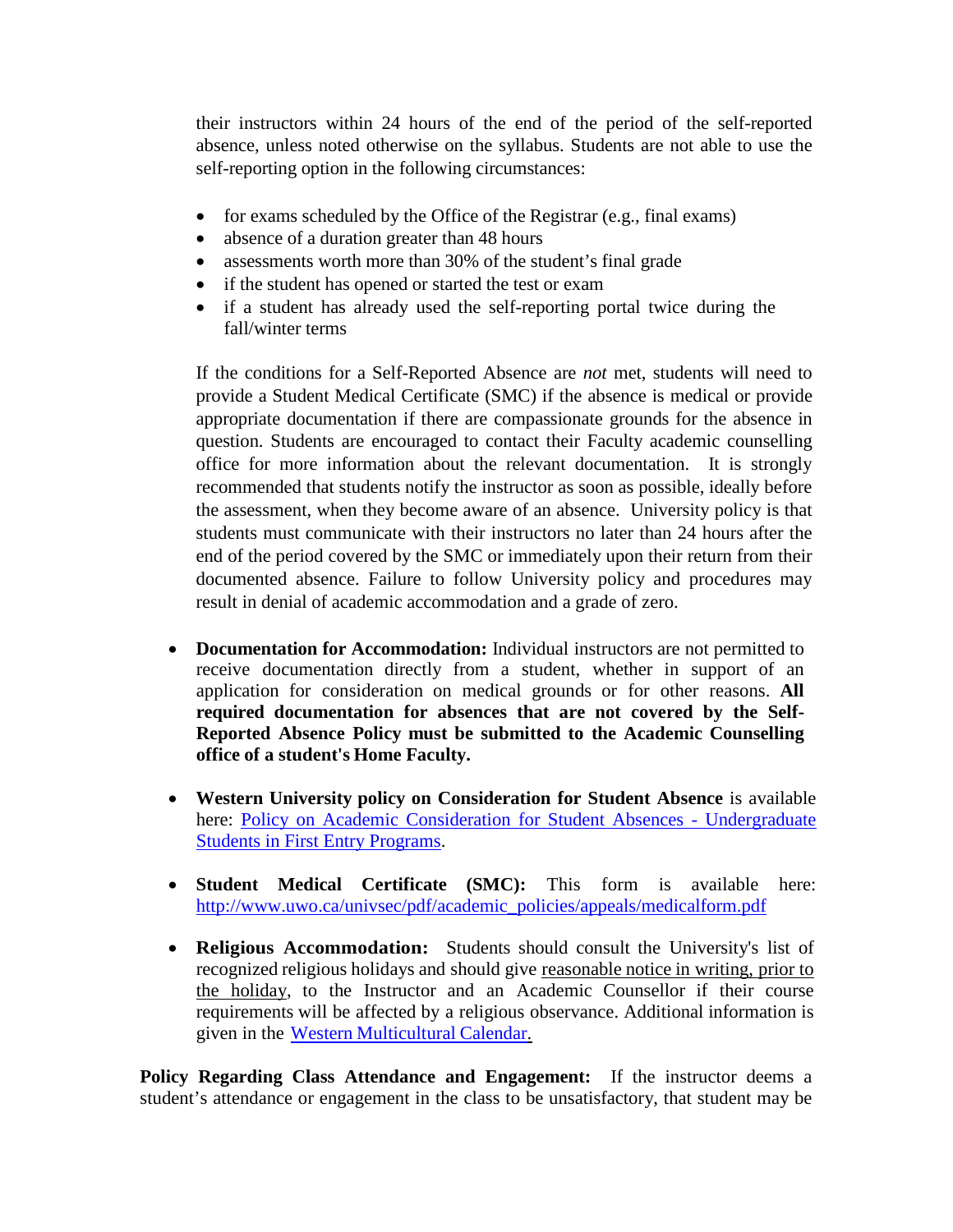their instructors within 24 hours of the end of the period of the self-reported absence, unless noted otherwise on the syllabus. Students are not able to use the self-reporting option in the following circumstances:

- for exams scheduled by the Office of the Registrar (e.g., final exams)
- absence of a duration greater than 48 hours
- assessments worth more than 30% of the student's final grade
- if the student has opened or started the test or exam
- if a student has already used the self-reporting portal twice during the fall/winter terms

If the conditions for a Self-Reported Absence are *not* met, students will need to provide a Student Medical Certificate (SMC) if the absence is medical or provide appropriate documentation if there are compassionate grounds for the absence in question. Students are encouraged to contact their Faculty academic counselling office for more information about the relevant documentation. It is strongly recommended that students notify the instructor as soon as possible, ideally before the assessment, when they become aware of an absence. University policy is that students must communicate with their instructors no later than 24 hours after the end of the period covered by the SMC or immediately upon their return from their documented absence. Failure to follow University policy and procedures may result in denial of academic accommodation and a grade of zero.

- **Documentation for Accommodation:** Individual instructors are not permitted to receive documentation directly from a student, whether in support of an application for consideration on medical grounds or for other reasons. **All required documentation for absences that are not covered by the Self-Reported Absence Policy must be submitted to the Academic Counselling office of a student's Home Faculty.**

- **Western University policy on Consideration for Student Absence** is available here: [Policy on Academic Consideration for Student Absences - Undergraduate Students in First Entry Programs](#).

- **Student Medical Certificate (SMC):** This form is available here: [http://www.uwo.ca/univsec/pdf/academic_policies/appeals/medicalform.pdf](http://www.uwo.ca/univsec/pdf/academic_policies/appeals/medicalform.pdf)

- **Religious Accommodation:** Students should consult the University's list of recognized religious holidays and should give reasonable notice in writing, prior to the holiday, to the Instructor and an Academic Counsellor if their course requirements will be affected by a religious observance. Additional information is given in the [Western Multicultural Calendar](#).

**Policy Regarding Class Attendance and Engagement:** If the instructor deems a student's attendance or engagement in the class to be unsatisfactory, that student may be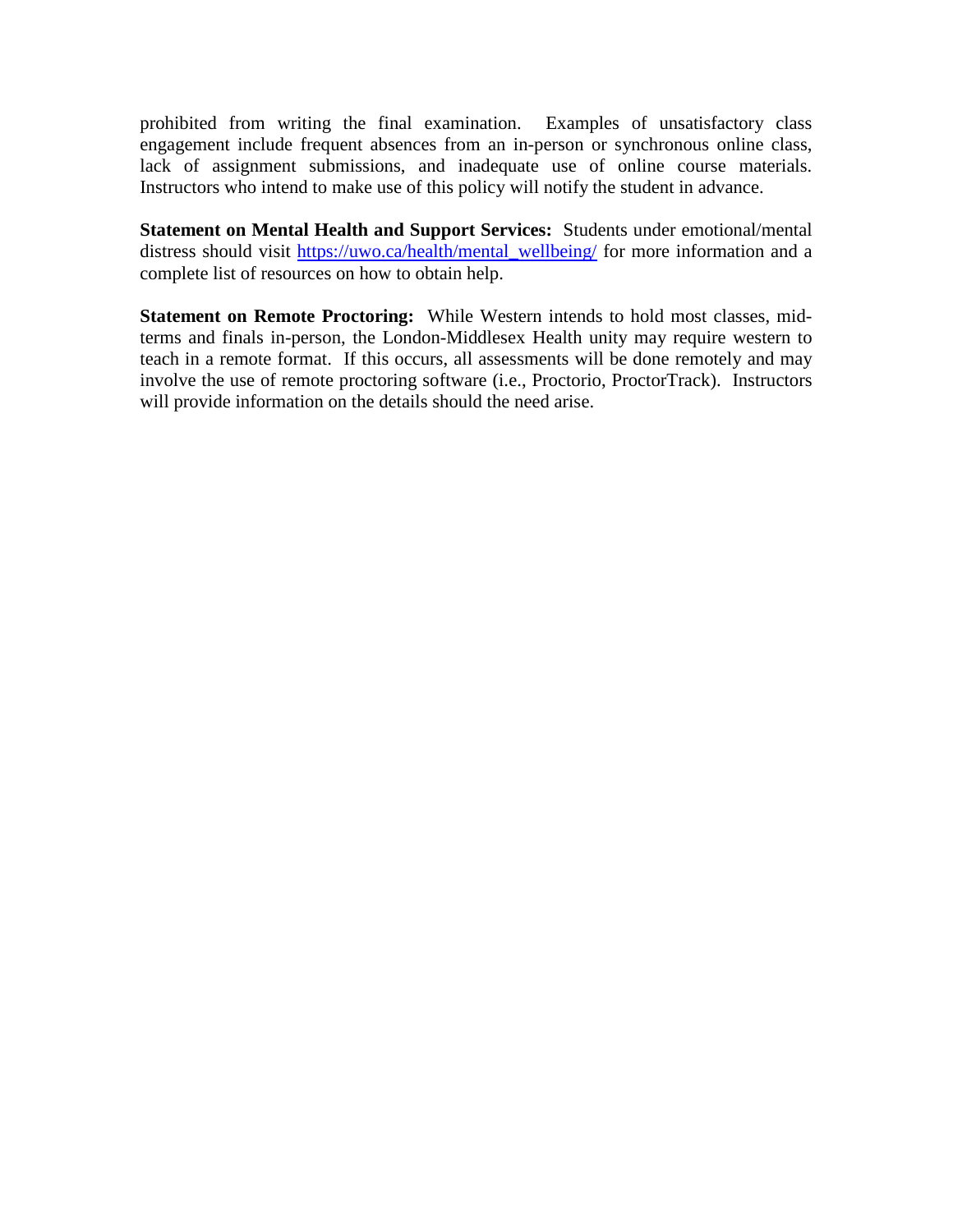prohibited from writing the final examination. Examples of unsatisfactory class engagement include frequent absences from an in-person or synchronous online class, lack of assignment submissions, and inadequate use of online course materials. Instructors who intend to make use of this policy will notify the student in advance.

**Statement on Mental Health and Support Services:** Students under emotional/mental distress should visit https://uwo.ca/health/mental_wellbeing/ for more information and a complete list of resources on how to obtain help.

**Statement on Remote Proctoring:** While Western intends to hold most classes, mid-terms and finals in-person, the London-Middlesex Health unity may require western to teach in a remote format. If this occurs, all assessments will be done remotely and may involve the use of remote proctoring software (i.e., Proctorio, ProctorTrack). Instructors will provide information on the details should the need arise.